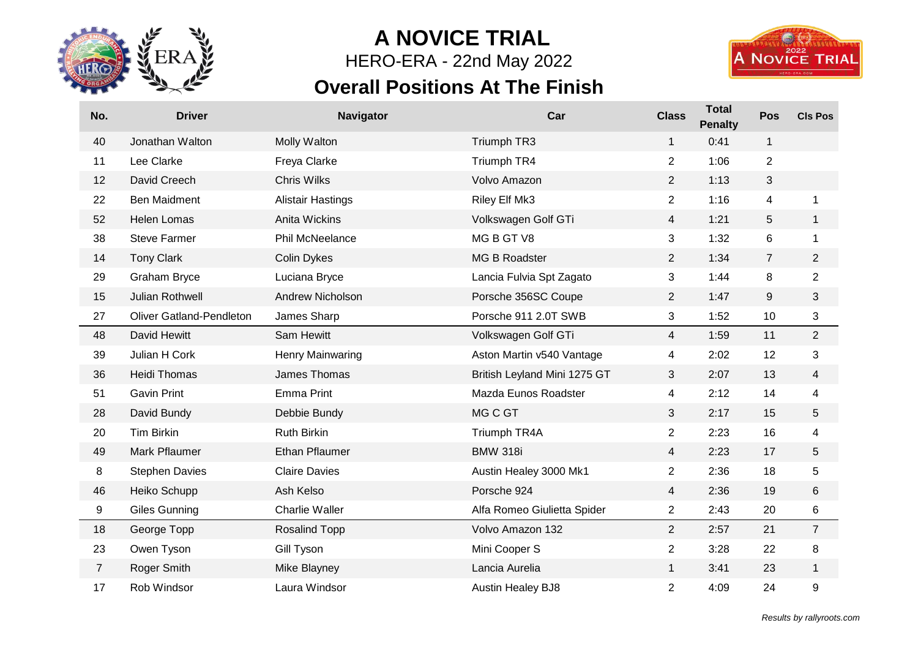# A NOVICE TRIAL

## HERO-ERA - 22nd May 2022

## Overall Positions At The Finish

| No. | Driver | Navigator | Car | Class | Total Penalty | Pos | Cls Pos |
|---|---|---|---|---|---|---|---|
| 40 | Jonathan Walton | Molly Walton | Triumph TR3 | 1 | 0:41 | 1 | |
| 11 | Lee Clarke | Freya Clarke | Triumph TR4 | 2 | 1:06 | 2 | |
| 12 | David Creech | Chris Wilks | Volvo Amazon | 2 | 1:13 | 3 | |
| 22 | Ben Maidment | Alistair Hastings | Riley Elf Mk3 | 2 | 1:16 | 4 | 1 |
| 52 | Helen Lomas | Anita Wickins | Volkswagen Golf GTi | 4 | 1:21 | 5 | 1 |
| 38 | Steve Farmer | Phil McNeelance | MG B GT V8 | 3 | 1:32 | 6 | 1 |
| 14 | Tony Clark | Colin Dykes | MG B Roadster | 2 | 1:34 | 7 | 2 |
| 29 | Graham Bryce | Luciana Bryce | Lancia Fulvia Spt Zagato | 3 | 1:44 | 8 | 2 |
| 15 | Julian Rothwell | Andrew Nicholson | Porsche 356SC Coupe | 2 | 1:47 | 9 | 3 |
| 27 | Oliver Gatland-Pendleton | James Sharp | Porsche 911 2.0T SWB | 3 | 1:52 | 10 | 3 |
| 48 | David Hewitt | Sam Hewitt | Volkswagen Golf GTi | 4 | 1:59 | 11 | 2 |
| 39 | Julian H Cork | Henry Mainwaring | Aston Martin v540 Vantage | 4 | 2:02 | 12 | 3 |
| 36 | Heidi Thomas | James Thomas | British Leyland Mini 1275 GT | 3 | 2:07 | 13 | 4 |
| 51 | Gavin Print | Emma Print | Mazda Eunos Roadster | 4 | 2:12 | 14 | 4 |
| 28 | David Bundy | Debbie Bundy | MG C GT | 3 | 2:17 | 15 | 5 |
| 20 | Tim Birkin | Ruth Birkin | Triumph TR4A | 2 | 2:23 | 16 | 4 |
| 49 | Mark Pflaumer | Ethan Pflaumer | BMW 318i | 4 | 2:23 | 17 | 5 |
| 8 | Stephen Davies | Claire Davies | Austin Healey 3000 Mk1 | 2 | 2:36 | 18 | 5 |
| 46 | Heiko Schupp | Ash Kelso | Porsche 924 | 4 | 2:36 | 19 | 6 |
| 9 | Giles Gunning | Charlie Waller | Alfa Romeo Giulietta Spider | 2 | 2:43 | 20 | 6 |
| 18 | George Topp | Rosalind Topp | Volvo Amazon 132 | 2 | 2:57 | 21 | 7 |
| 23 | Owen Tyson | Gill Tyson | Mini Cooper S | 2 | 3:28 | 22 | 8 |
| 7 | Roger Smith | Mike Blayney | Lancia Aurelia | 1 | 3:41 | 23 | 1 |
| 17 | Rob Windsor | Laura Windsor | Austin Healey BJ8 | 2 | 4:09 | 24 | 9 |

*Results by rallyroots.com*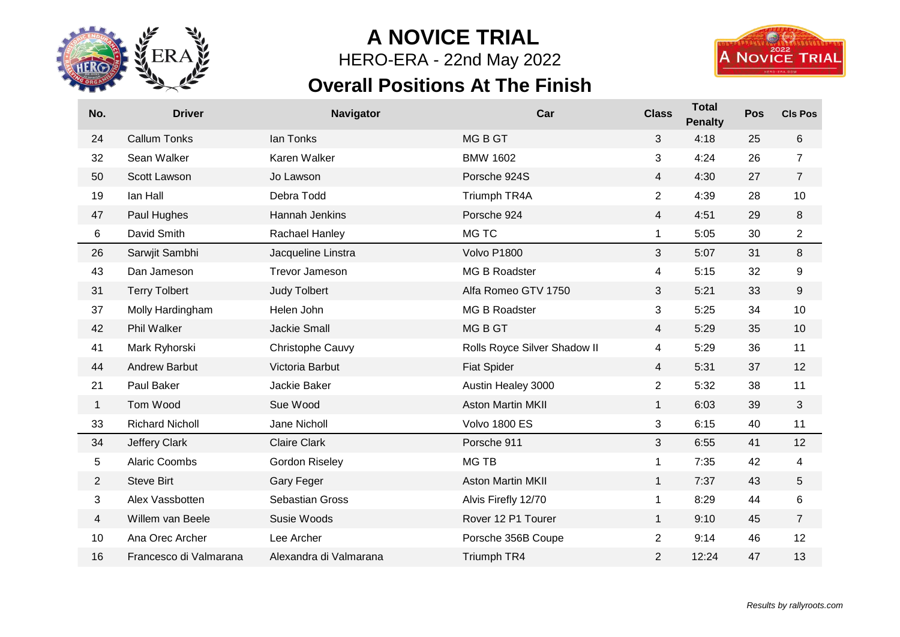# A NOVICE TRIAL

HERO-ERA - 22nd May 2022

## Overall Positions At The Finish

| No. | Driver | Navigator | Car | Class | Total Penalty | Pos | Cls Pos |
|---|---|---|---|---|---|---|---|
| 24 | Callum Tonks | Ian Tonks | MG B GT | 3 | 4:18 | 25 | 6 |
| 32 | Sean Walker | Karen Walker | BMW 1602 | 3 | 4:24 | 26 | 7 |
| 50 | Scott Lawson | Jo Lawson | Porsche 924S | 4 | 4:30 | 27 | 7 |
| 19 | Ian Hall | Debra Todd | Triumph TR4A | 2 | 4:39 | 28 | 10 |
| 47 | Paul Hughes | Hannah Jenkins | Porsche 924 | 4 | 4:51 | 29 | 8 |
| 6 | David Smith | Rachael Hanley | MG TC | 1 | 5:05 | 30 | 2 |
| 26 | Sarwjit Sambhi | Jacqueline Linstra | Volvo P1800 | 3 | 5:07 | 31 | 8 |
| 43 | Dan Jameson | Trevor Jameson | MG B Roadster | 4 | 5:15 | 32 | 9 |
| 31 | Terry Tolbert | Judy Tolbert | Alfa Romeo GTV 1750 | 3 | 5:21 | 33 | 9 |
| 37 | Molly Hardingham | Helen John | MG B Roadster | 3 | 5:25 | 34 | 10 |
| 42 | Phil Walker | Jackie Small | MG B GT | 4 | 5:29 | 35 | 10 |
| 41 | Mark Ryhorski | Christophe Cauvy | Rolls Royce Silver Shadow II | 4 | 5:29 | 36 | 11 |
| 44 | Andrew Barbut | Victoria Barbut | Fiat Spider | 4 | 5:31 | 37 | 12 |
| 21 | Paul Baker | Jackie Baker | Austin Healey 3000 | 2 | 5:32 | 38 | 11 |
| 1 | Tom Wood | Sue Wood | Aston Martin MKII | 1 | 6:03 | 39 | 3 |
| 33 | Richard Nicholl | Jane Nicholl | Volvo 1800 ES | 3 | 6:15 | 40 | 11 |
| 34 | Jeffery Clark | Claire Clark | Porsche 911 | 3 | 6:55 | 41 | 12 |
| 5 | Alaric Coombs | Gordon Riseley | MG TB | 1 | 7:35 | 42 | 4 |
| 2 | Steve Birt | Gary Feger | Aston Martin MKII | 1 | 7:37 | 43 | 5 |
| 3 | Alex Vassbotten | Sebastian Gross | Alvis Firefly 12/70 | 1 | 8:29 | 44 | 6 |
| 4 | Willem van Beele | Susie Woods | Rover 12 P1 Tourer | 1 | 9:10 | 45 | 7 |
| 10 | Ana Orec Archer | Lee Archer | Porsche 356B Coupe | 2 | 9:14 | 46 | 12 |
| 16 | Francesco di Valmarana | Alexandra di Valmarana | Triumph TR4 | 2 | 12:24 | 47 | 13 |

*Results by rallyroots.com*